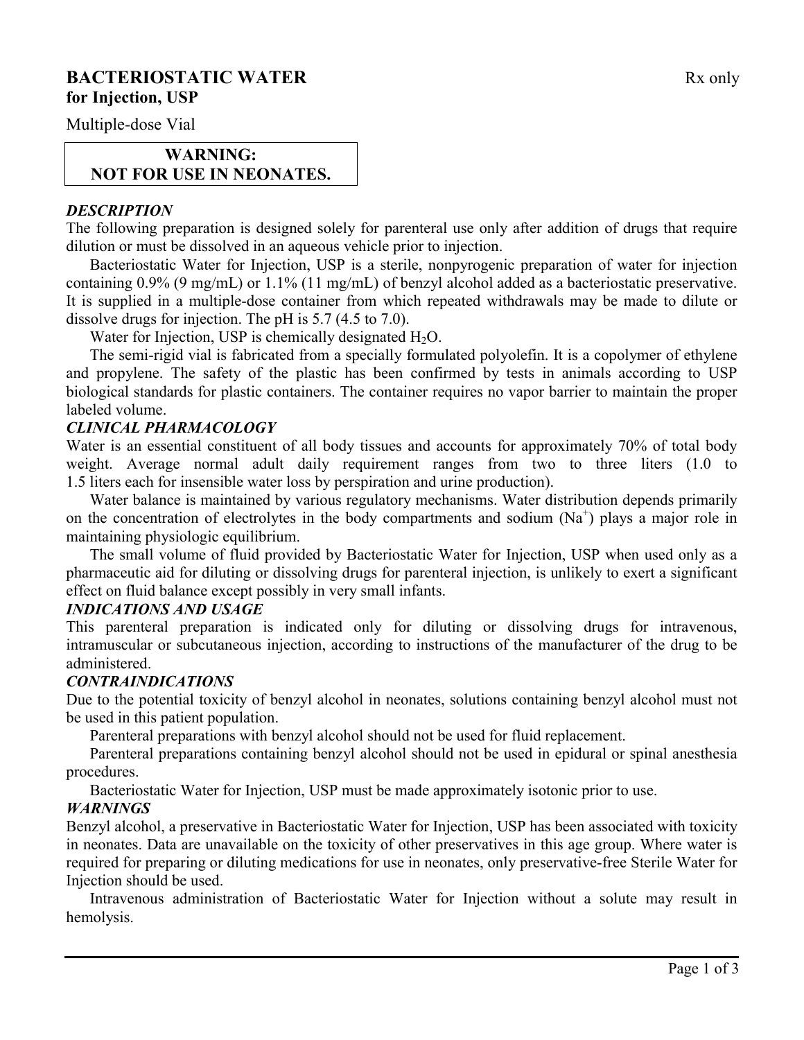# BACTERIOSTATIC WATER for Injection, USP

Rx only

Multiple-dose Vial

**WARNING: NOT FOR USE IN NEONATES.**

### *DESCRIPTION*

The following preparation is designed solely for parenteral use only after addition of drugs that require dilution or must be dissolved in an aqueous vehicle prior to injection.

Bacteriostatic Water for Injection, USP is a sterile, nonpyrogenic preparation of water for injection containing 0.9% (9 mg/mL) or 1.1% (11 mg/mL) of benzyl alcohol added as a bacteriostatic preservative. It is supplied in a multiple-dose container from which repeated withdrawals may be made to dilute or dissolve drugs for injection. The pH is 5.7 (4.5 to 7.0).

Water for Injection, USP is chemically designated $H_2O$.

The semi-rigid vial is fabricated from a specially formulated polyolefin. It is a copolymer of ethylene and propylene. The safety of the plastic has been confirmed by tests in animals according to USP biological standards for plastic containers. The container requires no vapor barrier to maintain the proper labeled volume.

### *CLINICAL PHARMACOLOGY*

Water is an essential constituent of all body tissues and accounts for approximately 70% of total body weight. Average normal adult daily requirement ranges from two to three liters (1.0 to 1.5 liters each for insensible water loss by perspiration and urine production).

Water balance is maintained by various regulatory mechanisms. Water distribution depends primarily on the concentration of electrolytes in the body compartments and sodium ($Na^+$) plays a major role in maintaining physiologic equilibrium.

The small volume of fluid provided by Bacteriostatic Water for Injection, USP when used only as a pharmaceutic aid for diluting or dissolving drugs for parenteral injection, is unlikely to exert a significant effect on fluid balance except possibly in very small infants.

### *INDICATIONS AND USAGE*

This parenteral preparation is indicated only for diluting or dissolving drugs for intravenous, intramuscular or subcutaneous injection, according to instructions of the manufacturer of the drug to be administered.

### *CONTRAINDICATIONS*

Due to the potential toxicity of benzyl alcohol in neonates, solutions containing benzyl alcohol must not be used in this patient population.

Parenteral preparations with benzyl alcohol should not be used for fluid replacement.

Parenteral preparations containing benzyl alcohol should not be used in epidural or spinal anesthesia procedures.

Bacteriostatic Water for Injection, USP must be made approximately isotonic prior to use.

### *WARNINGS*

Benzyl alcohol, a preservative in Bacteriostatic Water for Injection, USP has been associated with toxicity in neonates. Data are unavailable on the toxicity of other preservatives in this age group. Where water is required for preparing or diluting medications for use in neonates, only preservative-free Sterile Water for Injection should be used.

Intravenous administration of Bacteriostatic Water for Injection without a solute may result in hemolysis.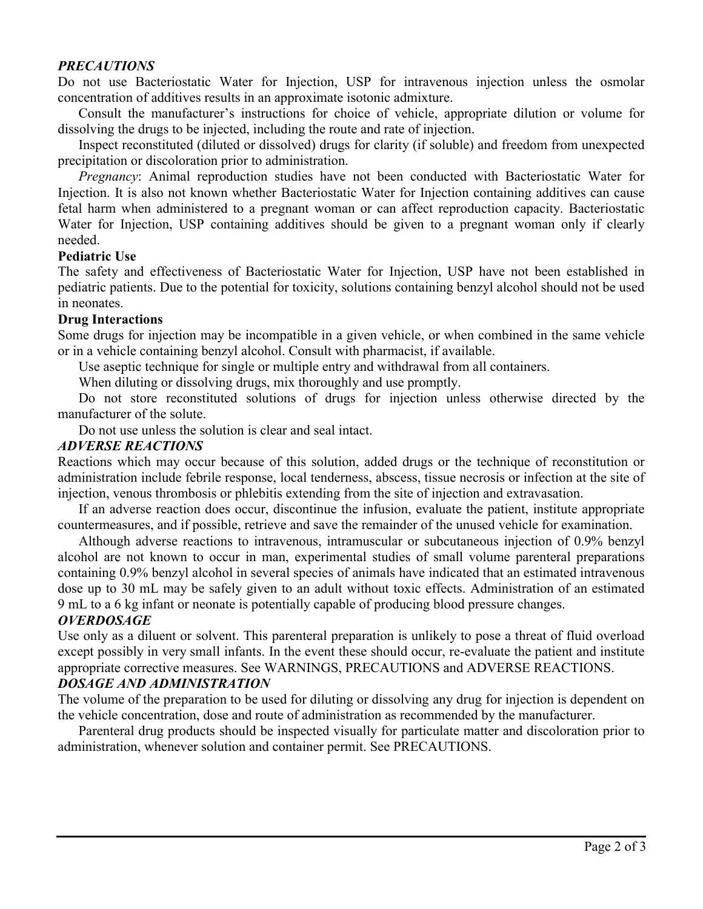### ***PRECAUTIONS***

Do not use Bacteriostatic Water for Injection, USP for intravenous injection unless the osmolar concentration of additives results in an approximate isotonic admixture.

Consult the manufacturer's instructions for choice of vehicle, appropriate dilution or volume for dissolving the drugs to be injected, including the route and rate of injection.

Inspect reconstituted (diluted or dissolved) drugs for clarity (if soluble) and freedom from unexpected precipitation or discoloration prior to administration.

*Pregnancy*: Animal reproduction studies have not been conducted with Bacteriostatic Water for Injection. It is also not known whether Bacteriostatic Water for Injection containing additives can cause fetal harm when administered to a pregnant woman or can affect reproduction capacity. Bacteriostatic Water for Injection, USP containing additives should be given to a pregnant woman only if clearly needed.

**Pediatric Use**

The safety and effectiveness of Bacteriostatic Water for Injection, USP have not been established in pediatric patients. Due to the potential for toxicity, solutions containing benzyl alcohol should not be used in neonates.

**Drug Interactions**

Some drugs for injection may be incompatible in a given vehicle, or when combined in the same vehicle or in a vehicle containing benzyl alcohol. Consult with pharmacist, if available.

Use aseptic technique for single or multiple entry and withdrawal from all containers.

When diluting or dissolving drugs, mix thoroughly and use promptly.

Do not store reconstituted solutions of drugs for injection unless otherwise directed by the manufacturer of the solute.

Do not use unless the solution is clear and seal intact.

### ***ADVERSE REACTIONS***

Reactions which may occur because of this solution, added drugs or the technique of reconstitution or administration include febrile response, local tenderness, abscess, tissue necrosis or infection at the site of injection, venous thrombosis or phlebitis extending from the site of injection and extravasation.

If an adverse reaction does occur, discontinue the infusion, evaluate the patient, institute appropriate countermeasures, and if possible, retrieve and save the remainder of the unused vehicle for examination.

Although adverse reactions to intravenous, intramuscular or subcutaneous injection of 0.9% benzyl alcohol are not known to occur in man, experimental studies of small volume parenteral preparations containing 0.9% benzyl alcohol in several species of animals have indicated that an estimated intravenous dose up to 30 mL may be safely given to an adult without toxic effects. Administration of an estimated 9 mL to a 6 kg infant or neonate is potentially capable of producing blood pressure changes.

### ***OVERDOSAGE***

Use only as a diluent or solvent. This parenteral preparation is unlikely to pose a threat of fluid overload except possibly in very small infants. In the event these should occur, re-evaluate the patient and institute appropriate corrective measures. See WARNINGS, PRECAUTIONS and ADVERSE REACTIONS.

### ***DOSAGE AND ADMINISTRATION***

The volume of the preparation to be used for diluting or dissolving any drug for injection is dependent on the vehicle concentration, dose and route of administration as recommended by the manufacturer.

Parenteral drug products should be inspected visually for particulate matter and discoloration prior to administration, whenever solution and container permit. See PRECAUTIONS.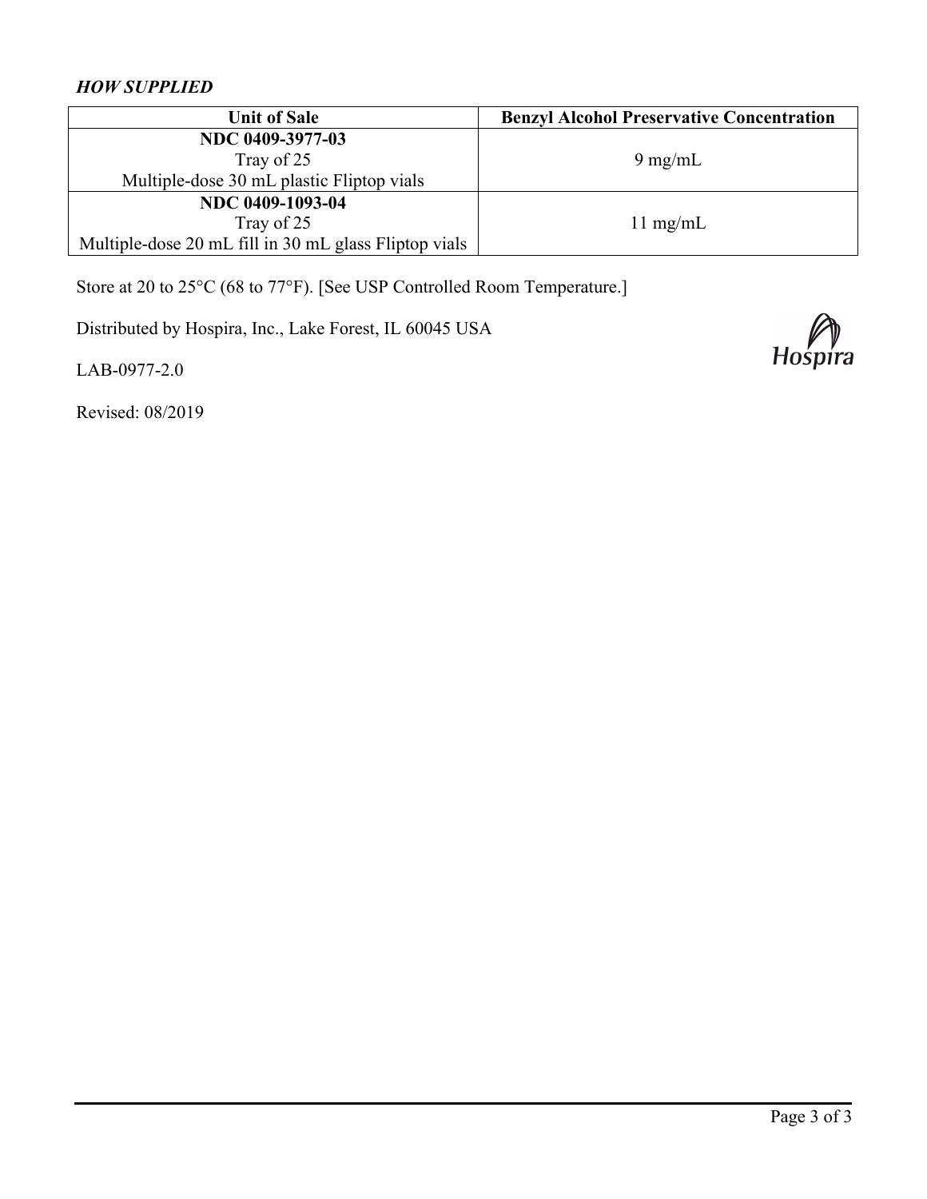***HOW SUPPLIED***

| Unit of Sale | Benzyl Alcohol Preservative Concentration |
| --- | --- |
| **NDC 0409-3977-03**<br>Tray of 25<br>Multiple-dose 30 mL plastic Fliptop vials | 9 mg/mL |
| **NDC 0409-1093-04**<br>Tray of 25<br>Multiple-dose 20 mL fill in 30 mL glass Fliptop vials | 11 mg/mL |

Store at 20 to 25°C (68 to 77°F). [See USP Controlled Room Temperature.]

Distributed by Hospira, Inc., Lake Forest, IL 60045 USA

Hospira

LAB-0977-2.0

Revised: 08/2019